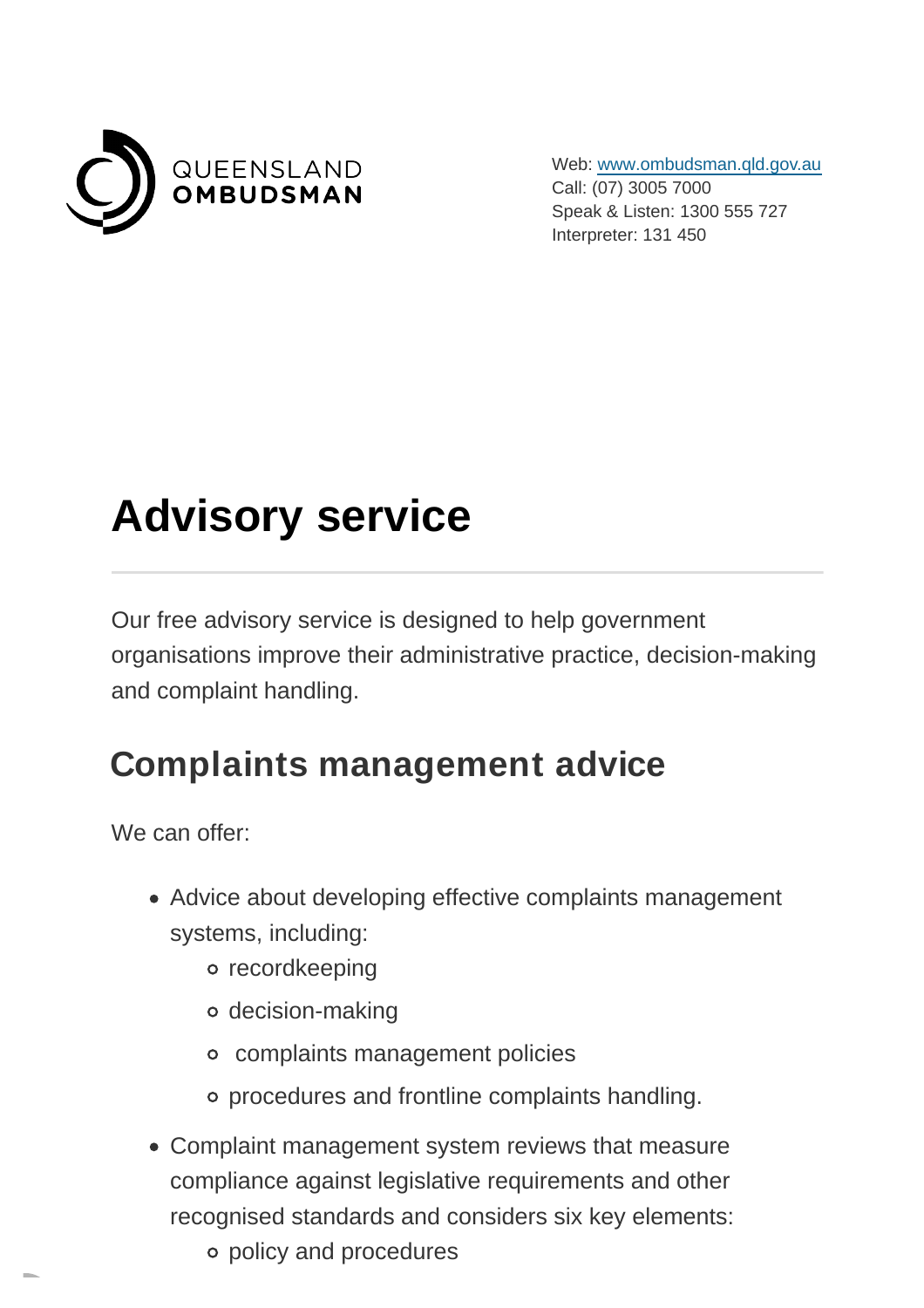QUEENSLAND
**OMBUDSMAN**

Web: www.ombudsman.qld.gov.au
Call: (07) 3005 7000
Speak & Listen: 1300 555 727
Interpreter: 131 450

# Advisory service

Our free advisory service is designed to help government organisations improve their administrative practice, decision-making and complaint handling.

## Complaints management advice

We can offer:

- Advice about developing effective complaints management systems, including:
  - recordkeeping
  - decision-making
  - complaints management policies
  - procedures and frontline complaints handling.
- Complaint management system reviews that measure compliance against legislative requirements and other recognised standards and considers six key elements:
  - policy and procedures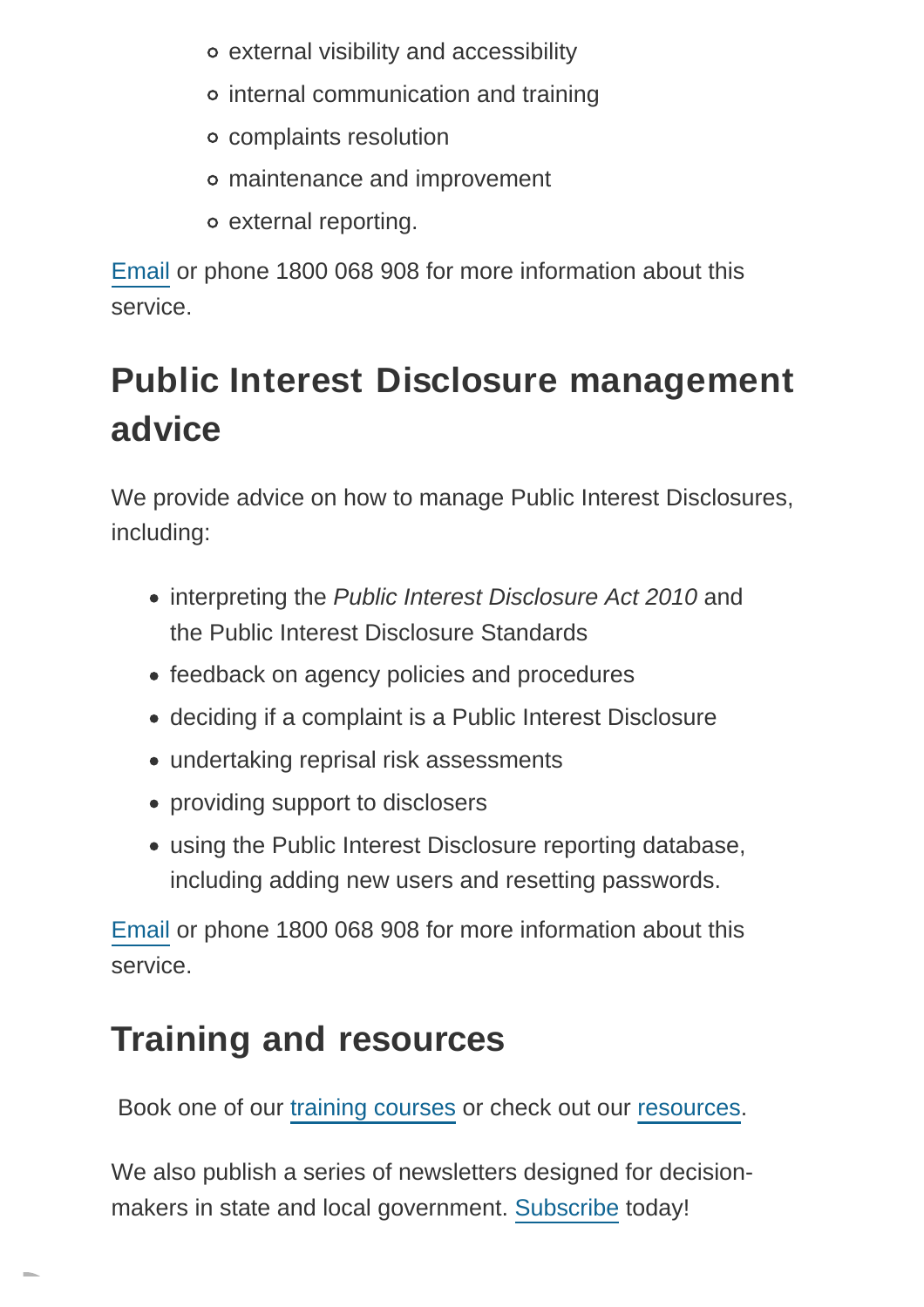- external visibility and accessibility
    - internal communication and training
    - complaints resolution
    - maintenance and improvement
    - external reporting.

Email or phone 1800 068 908 for more information about this service.

## Public Interest Disclosure management advice

We provide advice on how to manage Public Interest Disclosures, including:

- interpreting the *Public Interest Disclosure Act 2010* and the Public Interest Disclosure Standards
- feedback on agency policies and procedures
- deciding if a complaint is a Public Interest Disclosure
- undertaking reprisal risk assessments
- providing support to disclosers
- using the Public Interest Disclosure reporting database, including adding new users and resetting passwords.

Email or phone 1800 068 908 for more information about this service.

## Training and resources

Book one of our training courses or check out our resources.

We also publish a series of newsletters designed for decision-makers in state and local government. Subscribe today!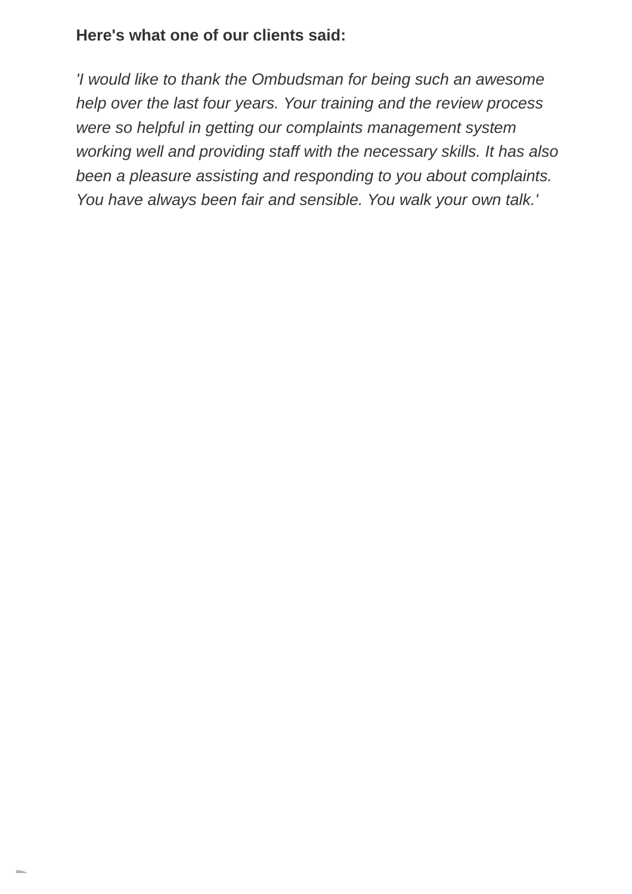**Here's what one of our clients said:**

*'I would like to thank the Ombudsman for being such an awesome help over the last four years. Your training and the review process were so helpful in getting our complaints management system working well and providing staff with the necessary skills. It has also been a pleasure assisting and responding to you about complaints. You have always been fair and sensible. You walk your own talk.'*